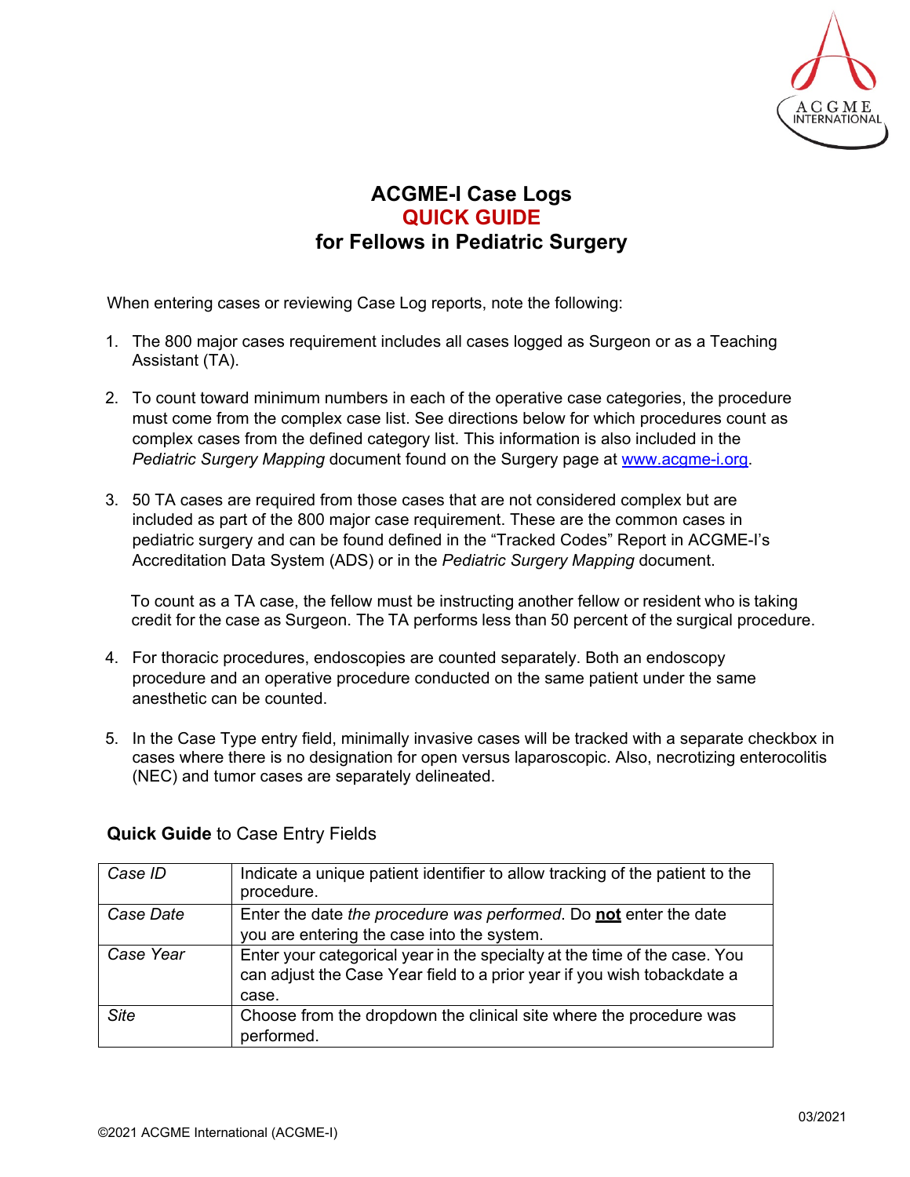# ACGME-I Case Logs
## QUICK GUIDE
## for Fellows in Pediatric Surgery

When entering cases or reviewing Case Log reports, note the following:

1. The 800 major cases requirement includes all cases logged as Surgeon or as a Teaching Assistant (TA).

2. To count toward minimum numbers in each of the operative case categories, the procedure must come from the complex case list. See directions below for which procedures count as complex cases from the defined category list. This information is also included in the *Pediatric Surgery Mapping* document found on the Surgery page at [www.acgme-i.org](http://www.acgme-i.org).

3. 50 TA cases are required from those cases that are not considered complex but are included as part of the 800 major case requirement. These are the common cases in pediatric surgery and can be found defined in the "Tracked Codes" Report in ACGME-I's Accreditation Data System (ADS) or in the *Pediatric Surgery Mapping* document.

   To count as a TA case, the fellow must be instructing another fellow or resident who is taking credit for the case as Surgeon. The TA performs less than 50 percent of the surgical procedure.

4. For thoracic procedures, endoscopies are counted separately. Both an endoscopy procedure and an operative procedure conducted on the same patient under the same anesthetic can be counted.

5. In the Case Type entry field, minimally invasive cases will be tracked with a separate checkbox in cases where there is no designation for open versus laparoscopic. Also, necrotizing enterocolitis (NEC) and tumor cases are separately delineated.

**Quick Guide** to Case Entry Fields

| | |
|---|---|
| *Case ID* | Indicate a unique patient identifier to allow tracking of the patient to the procedure. |
| *Case Date* | Enter the date *the procedure was performed*. Do <u>**not**</u> enter the date you are entering the case into the system. |
| *Case Year* | Enter your categorical year in the specialty at the time of the case. You can adjust the Case Year field to a prior year if you wish tobackdate a case. |
| *Site* | Choose from the dropdown the clinical site where the procedure was performed. |

03/2021

©2021 ACGME International (ACGME-I)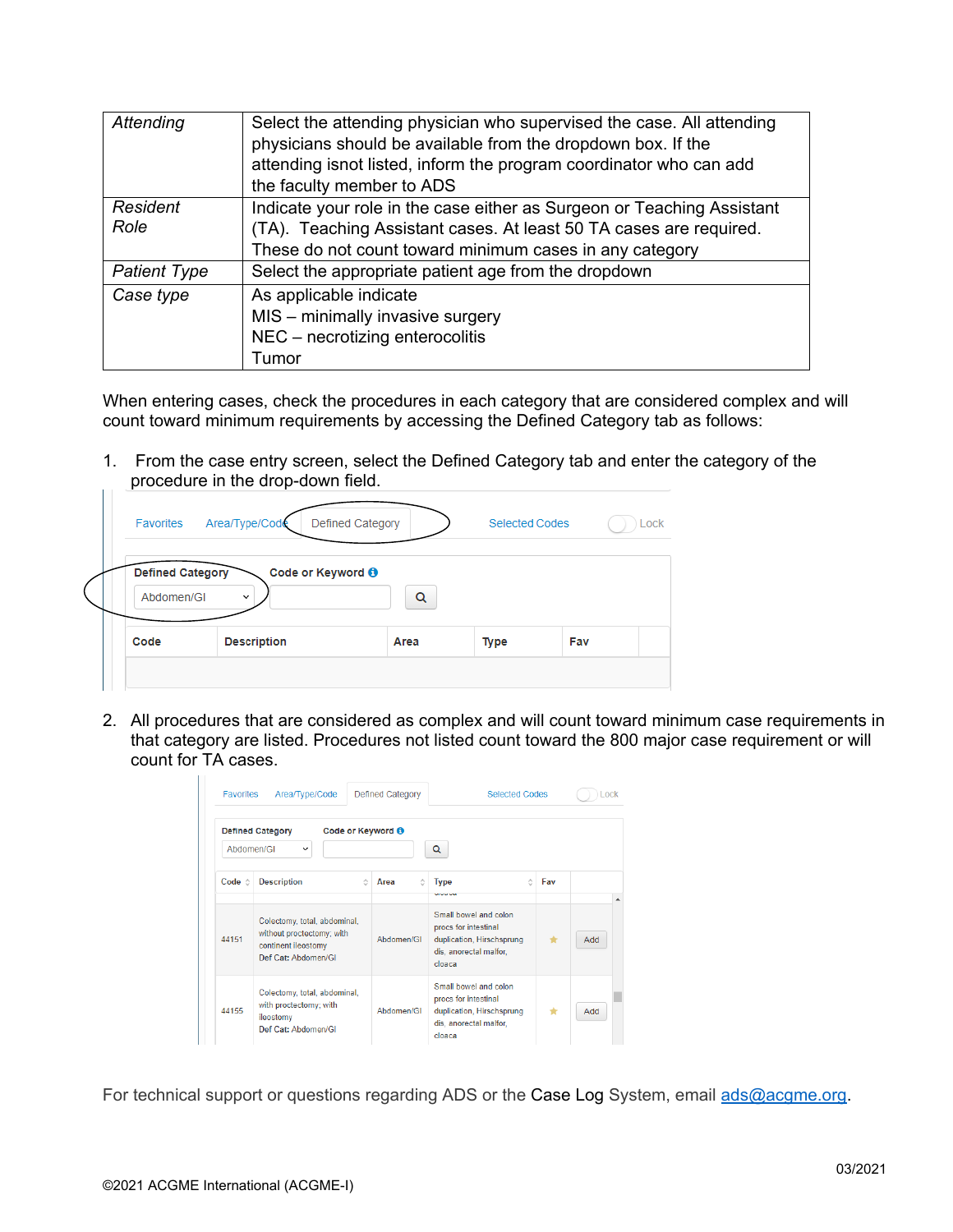| | |
|---|---|
| *Attending* | Select the attending physician who supervised the case. All attending physicians should be available from the dropdown box. If the attending isnot listed, inform the program coordinator who can add the faculty member to ADS |
| *Resident Role* | Indicate your role in the case either as Surgeon or Teaching Assistant (TA). Teaching Assistant cases. At least 50 TA cases are required. These do not count toward minimum cases in any category |
| *Patient Type* | Select the appropriate patient age from the dropdown |
| *Case type* | As applicable indicate<br>MIS – minimally invasive surgery<br>NEC – necrotizing enterocolitis<br>Tumor |

When entering cases, check the procedures in each category that are considered complex and will count toward minimum requirements by accessing the Defined Category tab as follows:

1. From the case entry screen, select the Defined Category tab and enter the category of the procedure in the drop-down field.

2. All procedures that are considered as complex and will count toward minimum case requirements in that category are listed. Procedures not listed count toward the 800 major case requirement or will count for TA cases.

For technical support or questions regarding ADS or the Case Log System, email [ads@acgme.org](mailto:ads@acgme.org).